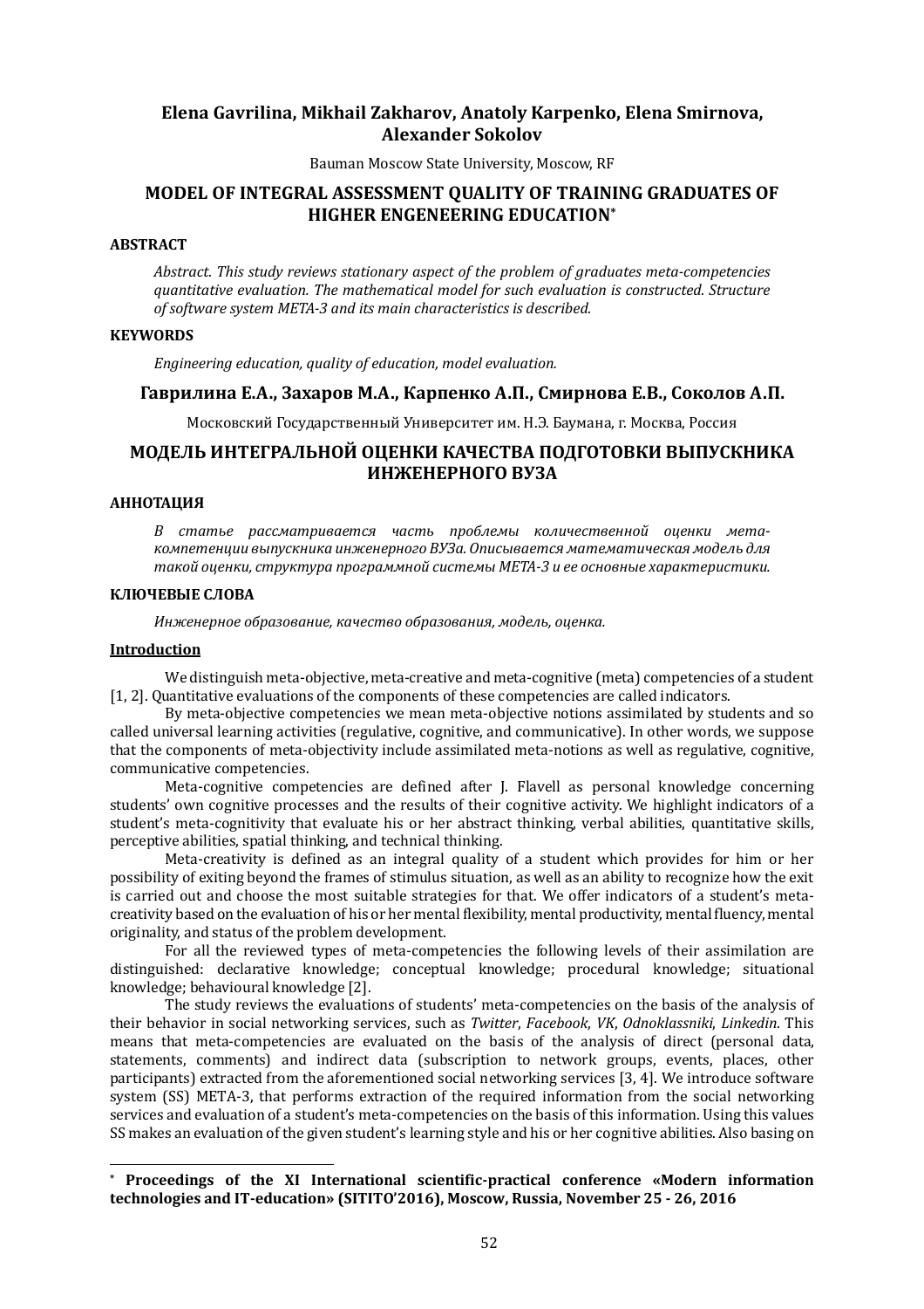**Elena Gavrilina, Mikhail Zakharov, Anatoly Karpenko, Elena Smirnova, Alexander Sokolov**

Bauman Moscow State University, Moscow, RF

# MODEL OF INTEGRAL ASSESSMENT QUALITY OF TRAINING GRADUATES OF HIGHER ENGENEERING EDUCATION*

### ABSTRACT

*Abstract. This study reviews stationary aspect of the problem of graduates meta-competencies quantitative evaluation. The mathematical model for such evaluation is constructed. Structure of software system META-3 and its main characteristics is described.*

### KEYWORDS

*Engineering education, quality of education, model evaluation.*

**Гаврилина Е.А., Захаров М.А., Карпенко А.П., Смирнова Е.В., Соколов А.П.**

Московский Государственный Университет им. Н.Э. Баумана, г. Москва, Россия

# МОДЕЛЬ ИНТЕГРАЛЬНОЙ ОЦЕНКИ КАЧЕСТВА ПОДГОТОВКИ ВЫПУСКНИКА ИНЖЕНЕРНОГО ВУЗА

### АННОТАЦИЯ

*В статье рассматривается часть проблемы количественной оценки мета-компетенции выпускника инженерного ВУЗа. Описывается математическая модель для такой оценки, структура программной системы МЕТА-3 и ее основные характеристики.*

### КЛЮЧЕВЫЕ СЛОВА

*Инженерное образование, качество образования, модель, оценка.*

## Introduction

We distinguish meta-objective, meta-creative and meta-cognitive (meta) competencies of a student [1, 2]. Quantitative evaluations of the components of these competencies are called indicators.

By meta-objective competencies we mean meta-objective notions assimilated by students and so called universal learning activities (regulative, cognitive, and communicative). In other words, we suppose that the components of meta-objectivity include assimilated meta-notions as well as regulative, cognitive, communicative competencies.

Meta-cognitive competencies are defined after J. Flavell as personal knowledge concerning students' own cognitive processes and the results of their cognitive activity. We highlight indicators of a student's meta-cognitivity that evaluate his or her abstract thinking, verbal abilities, quantitative skills, perceptive abilities, spatial thinking, and technical thinking.

Meta-creativity is defined as an integral quality of a student which provides for him or her possibility of exiting beyond the frames of stimulus situation, as well as an ability to recognize how the exit is carried out and choose the most suitable strategies for that. We offer indicators of a student's meta-creativity based on the evaluation of his or her mental flexibility, mental productivity, mental fluency, mental originality, and status of the problem development.

For all the reviewed types of meta-competencies the following levels of their assimilation are distinguished: declarative knowledge; conceptual knowledge; procedural knowledge; situational knowledge; behavioural knowledge [2].

The study reviews the evaluations of students' meta-competencies on the basis of the analysis of their behavior in social networking services, such as *Twitter*, *Facebook*, *VK*, *Odnoklassniki*, *Linkedin*. This means that meta-competencies are evaluated on the basis of the analysis of direct (personal data, statements, comments) and indirect data (subscription to network groups, events, places, other participants) extracted from the aforementioned social networking services [3, 4]. We introduce software system (SS) META-3, that performs extraction of the required information from the social networking services and evaluation of a student's meta-competencies on the basis of this information. Using this values SS makes an evaluation of the given student's learning style and his or her cognitive abilities. Also basing on

---

* **Proceedings of the XI International scientific-practical conference «Modern information technologies and IT-education» (SITITO'2016), Moscow, Russia, November 25 - 26, 2016**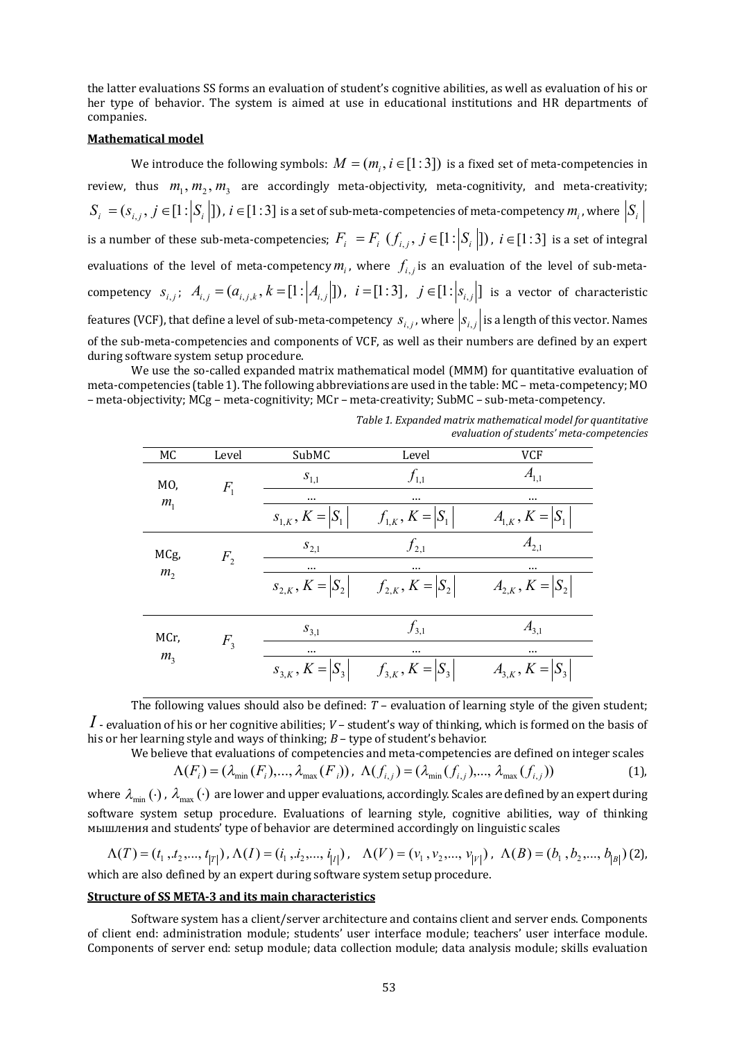the latter evaluations SS forms an evaluation of student's cognitive abilities, as well as evaluation of his or her type of behavior. The system is aimed at use in educational institutions and HR departments of companies.

**Mathematical model**

We introduce the following symbols: $M = (m_i, i \in [1:3])$ is a fixed set of meta-competencies in review, thus $m_1, m_2, m_3$ are accordingly meta-objectivity, meta-cognitivity, and meta-creativity; $S_i = (s_{i,j}, j \in [1:|S_i|])$, $i \in [1:3]$ is a set of sub-meta-competencies of meta-competency $m_i$, where $|S_i|$ is a number of these sub-meta-competencies; $F_i = F_i\ (f_{i,j}, j \in [1:|S_i|])$, $i \in [1:3]$ is a set of integral evaluations of the level of meta-competency $m_i$, where $f_{i,j}$ is an evaluation of the level of sub-meta-competency $s_{i,j}$; $A_{i,j} = (a_{i,j,k}, k = [1:|A_{i,j}|])$, $i = [1:3]$, $j \in [1:|s_{i,j}|]$ is a vector of characteristic features (VCF), that define a level of sub-meta-competency $s_{i,j}$, where $|s_{i,j}|$ is a length of this vector. Names of the sub-meta-competencies and components of VCF, as well as their numbers are defined by an expert during software system setup procedure.

We use the so-called expanded matrix mathematical model (MMM) for quantitative evaluation of meta-competencies (table 1). The following abbreviations are used in the table: MC – meta-competency; MO – meta-objectivity; MCg – meta-cognitivity; MCr – meta-creativity; SubMC – sub-meta-competency.

*Table 1. Expanded matrix mathematical model for quantitative evaluation of students' meta-competencies*

| MC | Level | SubMC | Level | VCF |
|---|---|---|---|---|
| MO, $m_1$ | $F_1$ | $s_{1,1}$ | $f_{1,1}$ | $A_{1,1}$ |
| | | ... | ... | ... |
| | | $s_{1,K}, K = \|S_1\|$ | $f_{1,K}, K = \|S_1\|$ | $A_{1,K}, K = \|S_1\|$ |
| MCg, $m_2$ | $F_2$ | $s_{2,1}$ | $f_{2,1}$ | $A_{2,1}$ |
| | | ... | ... | ... |
| | | $s_{2,K}, K = \|S_2\|$ | $f_{2,K}, K = \|S_2\|$ | $A_{2,K}, K = \|S_2\|$ |
| MCr, $m_3$ | $F_3$ | $s_{3,1}$ | $f_{3,1}$ | $A_{3,1}$ |
| | | ... | ... | ... |
| | | $s_{3,K}, K = \|S_3\|$ | $f_{3,K}, K = \|S_3\|$ | $A_{3,K}, K = \|S_3\|$ |

The following values should also be defined: $T$ – evaluation of learning style of the given student; $I$ - evaluation of his or her cognitive abilities; $V$ – student's way of thinking, which is formed on the basis of his or her learning style and ways of thinking; $B$ – type of student's behavior.

We believe that evaluations of competencies and meta-competencies are defined on integer scales

$$\Lambda(F_i) = (\lambda_{\min}(F_i), \ldots, \lambda_{\max}(F_i)),\ \Lambda(f_{i,j}) = (\lambda_{\min}(f_{i,j}), \ldots, \lambda_{\max}(f_{i,j})) \quad (1),$$

where $\lambda_{\min}(\cdot)$, $\lambda_{\max}(\cdot)$ are lower and upper evaluations, accordingly. Scales are defined by an expert during software system setup procedure. Evaluations of learning style, cognitive abilities, way of thinking мышления and students' type of behavior are determined accordingly on linguistic scales

$$\Lambda(T) = (t_1, t_2, \ldots, t_{|T|}),\ \Lambda(I) = (i_1, i_2, \ldots, i_{|I|}),\quad \Lambda(V) = (v_1, v_2, \ldots, v_{|V|}),\ \Lambda(B) = (b_1, b_2, \ldots, b_{|B|}) \quad (2),$$

which are also defined by an expert during software system setup procedure.

**Structure of SS META-3 and its main characteristics**

Software system has a client/server architecture and contains client and server ends. Components of client end: administration module; students' user interface module; teachers' user interface module. Components of server end: setup module; data collection module; data analysis module; skills evaluation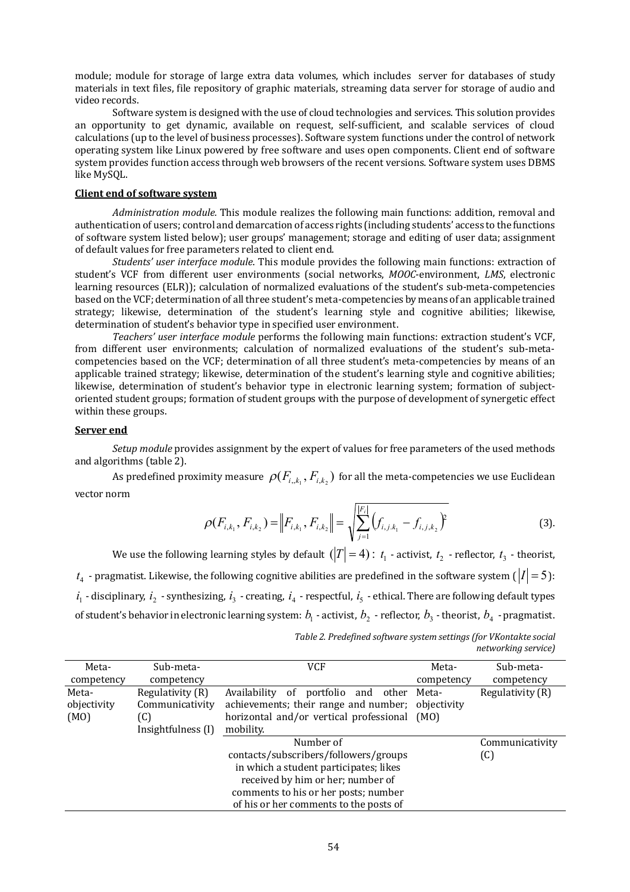module; module for storage of large extra data volumes, which includes server for databases of study materials in text files, file repository of graphic materials, streaming data server for storage of audio and video records.

Software system is designed with the use of cloud technologies and services. This solution provides an opportunity to get dynamic, available on request, self-sufficient, and scalable services of cloud calculations (up to the level of business processes). Software system functions under the control of network operating system like Linux powered by free software and uses open components. Client end of software system provides function access through web browsers of the recent versions. Software system uses DBMS like MySQL.

**Client end of software system**

*Administration module.* This module realizes the following main functions: addition, removal and authentication of users; control and demarcation of access rights (including students' access to the functions of software system listed below); user groups' management; storage and editing of user data; assignment of default values for free parameters related to client end.

*Students' user interface module*. This module provides the following main functions: extraction of student's VCF from different user environments (social networks, *MOOC*-environment, *LMS*, electronic learning resources (ELR)); calculation of normalized evaluations of the student's sub-meta-competencies based on the VCF; determination of all three student's meta-competencies by means of an applicable trained strategy; likewise, determination of the student's learning style and cognitive abilities; likewise, determination of student's behavior type in specified user environment.

*Teachers' user interface module* performs the following main functions: extraction student's VCF, from different user environments; calculation of normalized evaluations of the student's sub-meta-competencies based on the VCF; determination of all three student's meta-competencies by means of an applicable trained strategy; likewise, determination of the student's learning style and cognitive abilities; likewise, determination of student's behavior type in electronic learning system; formation of subject-oriented student groups; formation of student groups with the purpose of development of synergetic effect within these groups.

**Server end**

*Setup module* provides assignment by the expert of values for free parameters of the used methods and algorithms (table 2).

As predefined proximity measure $\rho(F_{i,k_1}, F_{i,k_2})$ for all the meta-competencies we use Euclidean vector norm

$$\rho(F_{i,k_1}, F_{i,k_2}) = \left\| F_{i,k_1}, F_{i,k_2} \right\| = \sqrt{\sum_{j=1}^{|F_i|} \left( f_{i,j,k_1} - f_{i,j,k_2} \right)^2} \tag{3}$$

We use the following learning styles by default $(|T| = 4)$: $t_1$ - activist, $t_2$ - reflector, $t_3$ - theorist, $t_4$ - pragmatist. Likewise, the following cognitive abilities are predefined in the software system ($|I| = 5$): $i_1$ - disciplinary, $i_2$ - synthesizing, $i_3$ - creating, $i_4$ - respectful, $i_5$ - ethical. There are following default types of student's behavior in electronic learning system: $b_1$ - activist, $b_2$ - reflector, $b_3$ - theorist, $b_4$ - pragmatist.

*Table 2. Predefined software system settings (for VKontakte social networking service)*

| Meta-competency | Sub-meta-competency | VCF | Meta-competency | Sub-meta-competency |
|---|---|---|---|---|
| Meta-objectivity (MO) | Regulativity (R) Communicativity (C) Insightfulness (I) | Availability of portfolio and other achievements; their range and number; horizontal and/or vertical professional mobility. | Meta-objectivity (MO) | Regulativity (R) |
| | | Number of contacts/subscribers/followers/groups in which a student participates; likes received by him or her; number of comments to his or her posts; number of his or her comments to the posts of | | Communicativity (C) |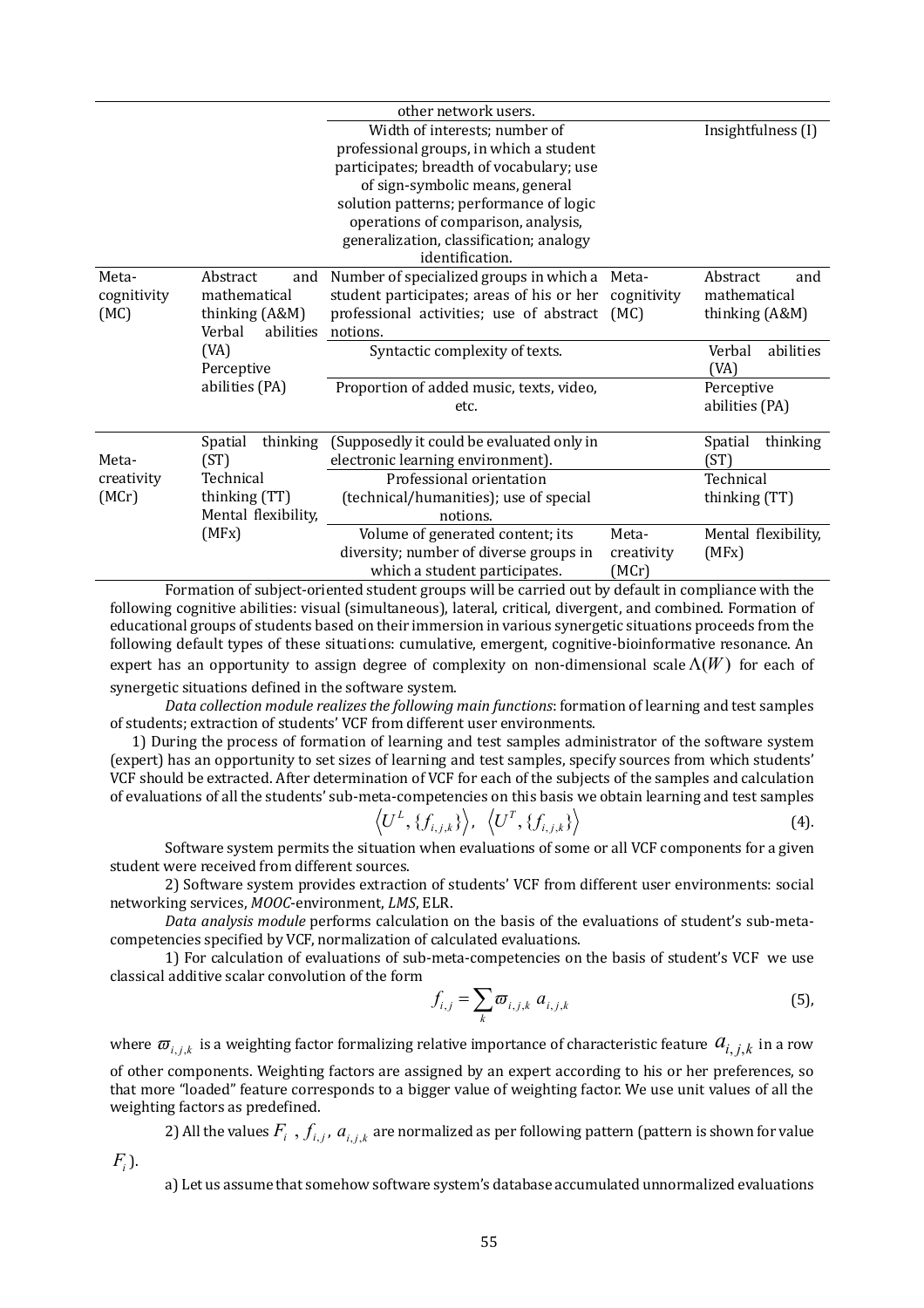| | | | | |
|---|---|---|---|---|
| | | other network users. | | |
| | | Width of interests; number of professional groups, in which a student participates; breadth of vocabulary; use of sign-symbolic means, general solution patterns; performance of logic operations of comparison, analysis, generalization, classification; analogy identification. | | Insightfulness (I) |
| Meta-cognitivity (MC) | Abstract and mathematical thinking (A&M) Verbal abilities (VA) Perceptive abilities (PA) | Number of specialized groups in which a student participates; areas of his or her professional activities; use of abstract notions. | Meta-cognitivity (MC) | Abstract and mathematical thinking (A&M) |
| | | Syntactic complexity of texts. | | Verbal abilities (VA) |
| | | Proportion of added music, texts, video, etc. | | Perceptive abilities (PA) |
| Meta-creativity (MCr) | Spatial thinking (ST) Technical thinking (TT) Mental flexibility, (MFx) | (Supposedly it could be evaluated only in electronic learning environment). | | Spatial thinking (ST) |
| | | Professional orientation (technical/humanities); use of special notions. | | Technical thinking (TT) |
| | | Volume of generated content; its diversity; number of diverse groups in which a student participates. | Meta-creativity (MCr) | Mental flexibility, (MFx) |

Formation of subject-oriented student groups will be carried out by default in compliance with the following cognitive abilities: visual (simultaneous), lateral, critical, divergent, and combined. Formation of educational groups of students based on their immersion in various synergetic situations proceeds from the following default types of these situations: cumulative, emergent, cognitive-bioinformative resonance. An expert has an opportunity to assign degree of complexity on non-dimensional scale $\Lambda(W)$ for each of synergetic situations defined in the software system.

*Data collection module realizes the following main functions*: formation of learning and test samples of students; extraction of students' VCF from different user environments.

1) During the process of formation of learning and test samples administrator of the software system (expert) has an opportunity to set sizes of learning and test samples, specify sources from which students' VCF should be extracted. After determination of VCF for each of the subjects of the samples and calculation of evaluations of all the students' sub-meta-competencies on this basis we obtain learning and test samples

$$\left\langle U^L, \{f_{i,j,k}\}\right\rangle,\ \left\langle U^T, \{f_{i,j,k}\}\right\rangle \tag{4}$$

Software system permits the situation when evaluations of some or all VCF components for a given student were received from different sources.

2) Software system provides extraction of students' VCF from different user environments: social networking services, *MOOC*-environment, *LMS*, ELR.

*Data analysis module* performs calculation on the basis of the evaluations of student's sub-meta-competencies specified by VCF, normalization of calculated evaluations.

1) For calculation of evaluations of sub-meta-competencies on the basis of student's VCF we use classical additive scalar convolution of the form

$$f_{i,j} = \sum_k \varpi_{i,j,k}\ a_{i,j,k} \tag{5}$$

where $\varpi_{i,j,k}$ is a weighting factor formalizing relative importance of characteristic feature $a_{i,j,k}$ in a row of other components. Weighting factors are assigned by an expert according to his or her preferences, so that more "loaded" feature corresponds to a bigger value of weighting factor. We use unit values of all the weighting factors as predefined.

2) All the values $F_i$, $f_{i,j}$, $a_{i,j,k}$ are normalized as per following pattern (pattern is shown for value $F_i$).

a) Let us assume that somehow software system's database accumulated unnormalized evaluations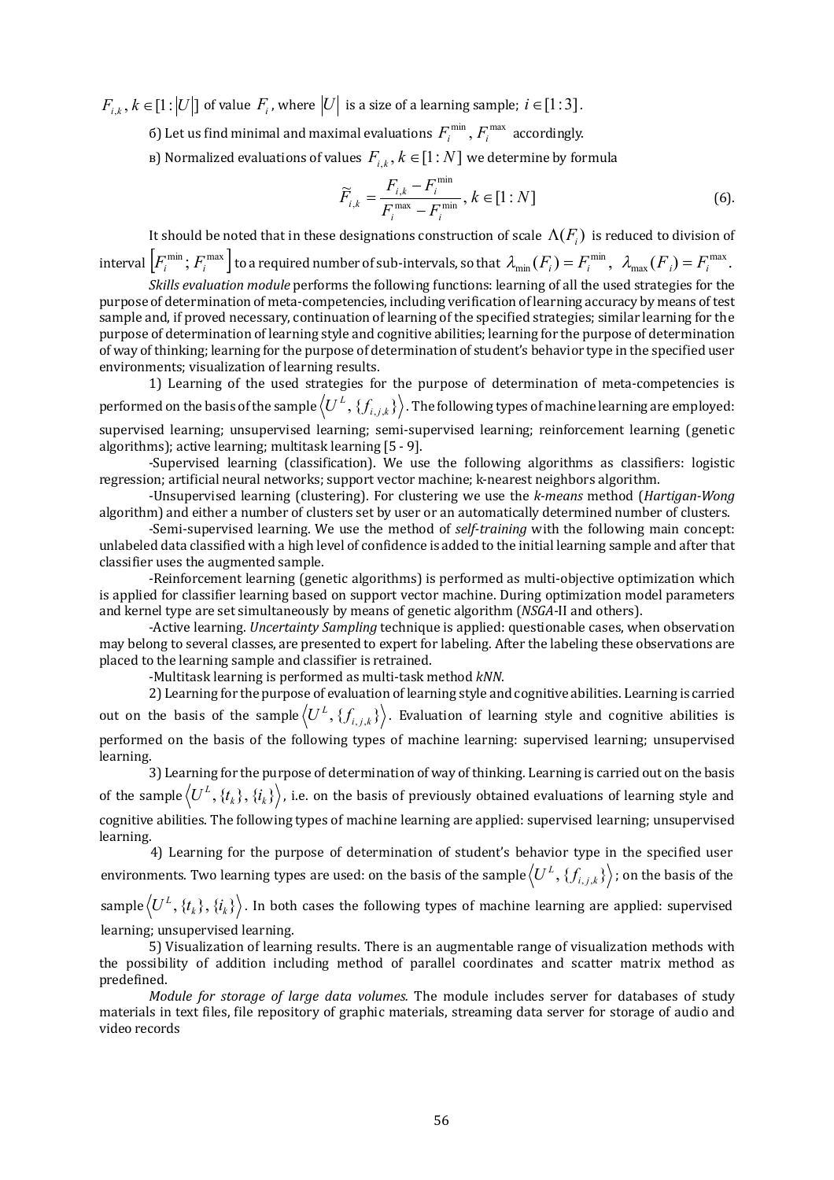$F_{i,k}$, $k \in [1:|U|]$ of value $F_i$, where $|U|$ is a size of a learning sample; $i \in [1:3]$.

б) Let us find minimal and maximal evaluations $F_i^{\min}$, $F_i^{\max}$ accordingly.

в) Normalized evaluations of values $F_{i,k}$, $k \in [1:N]$ we determine by formula

$$\widetilde{F}_{i,k} = \frac{F_{i,k} - F_i^{\min}}{F_i^{\max} - F_i^{\min}}, \; k \in [1:N] \tag{6}$$

It should be noted that in these designations construction of scale $\Lambda(F_i)$ is reduced to division of interval $\left[F_i^{\min}; F_i^{\max}\right]$ to a required number of sub-intervals, so that $\lambda_{\min}(F_i) = F_i^{\min}$, $\lambda_{\max}(F_i) = F_i^{\max}$.

*Skills evaluation module* performs the following functions: learning of all the used strategies for the purpose of determination of meta-competencies, including verification of learning accuracy by means of test sample and, if proved necessary, continuation of learning of the specified strategies; similar learning for the purpose of determination of learning style and cognitive abilities; learning for the purpose of determination of way of thinking; learning for the purpose of determination of student's behavior type in the specified user environments; visualization of learning results.

1) Learning of the used strategies for the purpose of determination of meta-competencies is performed on the basis of the sample $\left\langle U^L, \{f_{i,j,k}\}\right\rangle$. The following types of machine learning are employed: supervised learning; unsupervised learning; semi-supervised learning; reinforcement learning (genetic algorithms); active learning; multitask learning [5 - 9].

-Supervised learning (classification). We use the following algorithms as classifiers: logistic regression; artificial neural networks; support vector machine; k-nearest neighbors algorithm.

-Unsupervised learning (clustering). For clustering we use the *k-means* method (*Hartigan-Wong* algorithm) and either a number of clusters set by user or an automatically determined number of clusters.

-Semi-supervised learning. We use the method of *self-training* with the following main concept: unlabeled data classified with a high level of confidence is added to the initial learning sample and after that classifier uses the augmented sample.

-Reinforcement learning (genetic algorithms) is performed as multi-objective optimization which is applied for classifier learning based on support vector machine. During optimization model parameters and kernel type are set simultaneously by means of genetic algorithm (*NSGA*-II and others).

-Active learning. *Uncertainty Sampling* technique is applied: questionable cases, when observation may belong to several classes, are presented to expert for labeling. After the labeling these observations are placed to the learning sample and classifier is retrained.

-Multitask learning is performed as multi-task method *kNN*.

2) Learning for the purpose of evaluation of learning style and cognitive abilities. Learning is carried out on the basis of the sample $\left\langle U^L, \{f_{i,j,k}\}\right\rangle$. Evaluation of learning style and cognitive abilities is performed on the basis of the following types of machine learning: supervised learning; unsupervised learning.

3) Learning for the purpose of determination of way of thinking. Learning is carried out on the basis of the sample $\left\langle U^L, \{t_k\}, \{i_k\}\right\rangle$, i.e. on the basis of previously obtained evaluations of learning style and cognitive abilities. The following types of machine learning are applied: supervised learning; unsupervised learning.

4) Learning for the purpose of determination of student's behavior type in the specified user environments. Two learning types are used: on the basis of the sample $\left\langle U^L, \{f_{i,j,k}\}\right\rangle$; on the basis of the sample $\left\langle U^L, \{t_k\}, \{i_k\}\right\rangle$. In both cases the following types of machine learning are applied: supervised learning; unsupervised learning.

5) Visualization of learning results. There is an augmentable range of visualization methods with the possibility of addition including method of parallel coordinates and scatter matrix method as predefined.

*Module for storage of large data volumes.* The module includes server for databases of study materials in text files, file repository of graphic materials, streaming data server for storage of audio and video records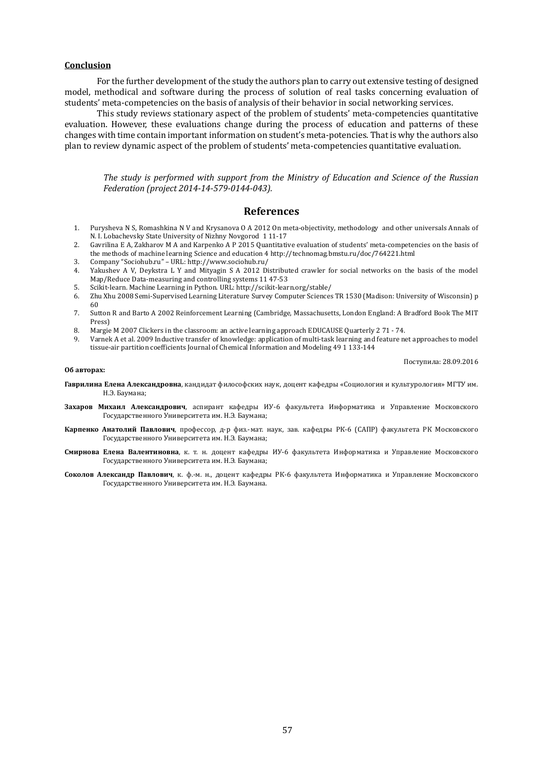## Conclusion

For the further development of the study the authors plan to carry out extensive testing of designed model, methodical and software during the process of solution of real tasks concerning evaluation of students' meta-competencies on the basis of analysis of their behavior in social networking services.

This study reviews stationary aspect of the problem of students' meta-competencies quantitative evaluation. However, these evaluations change during the process of education and patterns of these changes with time contain important information on student's meta-potencies. That is why the authors also plan to review dynamic aspect of the problem of students' meta-competencies quantitative evaluation.

*The study is performed with support from the Ministry of Education and Science of the Russian Federation (project 2014-14-579-0144-043).*

## References

1. Purysheva N S, Romashkina N V and Krysanova O A 2012 On meta-objectivity, methodology and other universals Annals of N. I. Lobachevsky State University of Nizhny Novgorod 1 11-17
2. Gavrilina E A, Zakharov M A and Karpenko A P 2015 Quantitative evaluation of students' meta-competencies on the basis of the methods of machine learning Science and education 4 http://technomag.bmstu.ru/doc/764221.html
3. Company "Sociohub.ru" – URL: http://www.sociohub.ru/
4. Yakushev A V, Deykstra L Y and Mityagin S A 2012 Distributed crawler for social networks on the basis of the model Map/Reduce Data-measuring and controlling systems 11 47-53
5. Scikit-learn. Machine Learning in Python. URL: http://scikit-learn.org/stable/
6. Zhu Xhu 2008 Semi-Supervised Learning Literature Survey Computer Sciences TR 1530 (Madison: University of Wisconsin) p 60
7. Sutton R and Barto A 2002 Reinforcement Learning (Cambridge, Massachusetts, London England: A Bradford Book The MIT Press)
8. Margie M 2007 Clickers in the classroom: an active learning approach EDUCAUSE Quarterly 2 71 - 74.
9. Varnek A et al. 2009 Inductive transfer of knowledge: application of multi-task learning and feature net approaches to model tissue-air partition coefficients Journal of Chemical Information and Modeling 49 1 133-144

Поступила: 28.09.2016

**Об авторах:**

**Гаврилина Елена Александровна**, кандидат философских наук, доцент кафедры «Социология и культурология» МГТУ им. Н.Э. Баумана;

**Захаров Михаил Александрович**, аспирант кафедры ИУ-6 факультета Информатика и Управление Московского Государственного Университета им. Н.Э. Баумана;

**Карпенко Анатолий Павлович**, профессор, д-р физ.-мат. наук, зав. кафедры РК-6 (САПР) факультета РК Московского Государственного Университета им. Н.Э. Баумана;

**Смирнова Елена Валентиновна**, к. т. н. доцент кафедры ИУ-6 факультета Информатика и Управление Московского Государственного Университета им. Н.Э. Баумана;

**Соколов Александр Павлович**, к. ф.-м. н., доцент кафедры РК-6 факультета Информатика и Управление Московского Государственного Университета им. Н.Э. Баумана.